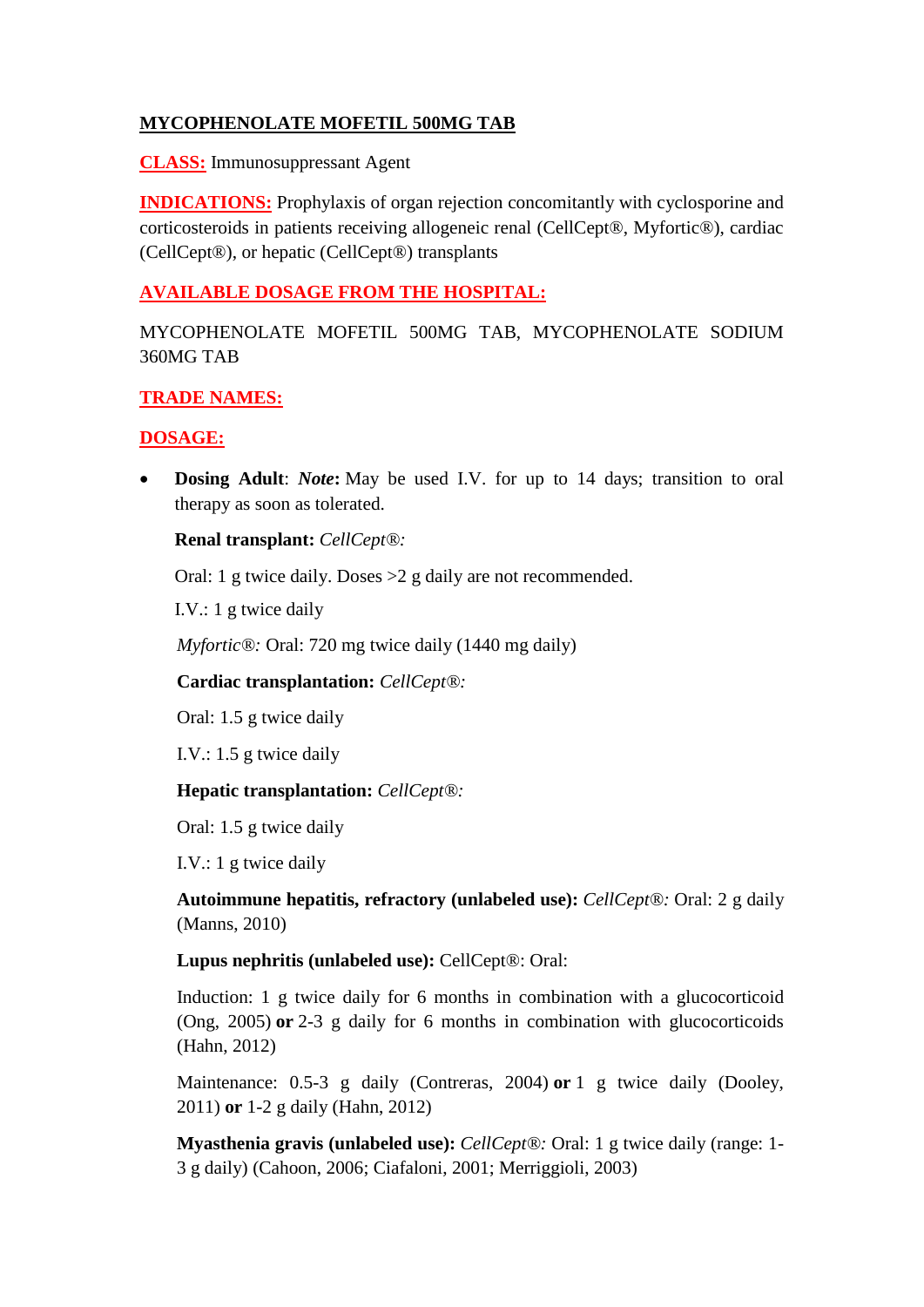# MYCOPHENOLATE MOFETIL 500MG TAB

**CLASS:** Immunosuppressant Agent

**INDICATIONS:** Prophylaxis of organ rejection concomitantly with cyclosporine and corticosteroids in patients receiving allogeneic renal (CellCept®, Myfortic®), cardiac (CellCept®), or hepatic (CellCept®) transplants

**AVAILABLE DOSAGE FROM THE HOSPITAL:**

MYCOPHENOLATE MOFETIL 500MG TAB, MYCOPHENOLATE SODIUM 360MG TAB

**TRADE NAMES:**

**DOSAGE:**

- **Dosing Adult**: ***Note*:** May be used I.V. for up to 14 days; transition to oral therapy as soon as tolerated.

  **Renal transplant:** *CellCept®:*

  Oral: 1 g twice daily. Doses >2 g daily are not recommended.

  I.V.: 1 g twice daily

  *Myfortic®:* Oral: 720 mg twice daily (1440 mg daily)

  **Cardiac transplantation:** *CellCept®:*

  Oral: 1.5 g twice daily

  I.V.: 1.5 g twice daily

  **Hepatic transplantation:** *CellCept®:*

  Oral: 1.5 g twice daily

  I.V.: 1 g twice daily

  **Autoimmune hepatitis, refractory (unlabeled use):** *CellCept®:* Oral: 2 g daily (Manns, 2010)

  **Lupus nephritis (unlabeled use):** CellCept®: Oral:

  Induction: 1 g twice daily for 6 months in combination with a glucocorticoid (Ong, 2005) **or** 2-3 g daily for 6 months in combination with glucocorticoids (Hahn, 2012)

  Maintenance: 0.5-3 g daily (Contreras, 2004) **or** 1 g twice daily (Dooley, 2011) **or** 1-2 g daily (Hahn, 2012)

  **Myasthenia gravis (unlabeled use):** *CellCept®:* Oral: 1 g twice daily (range: 1-3 g daily) (Cahoon, 2006; Ciafaloni, 2001; Merriggioli, 2003)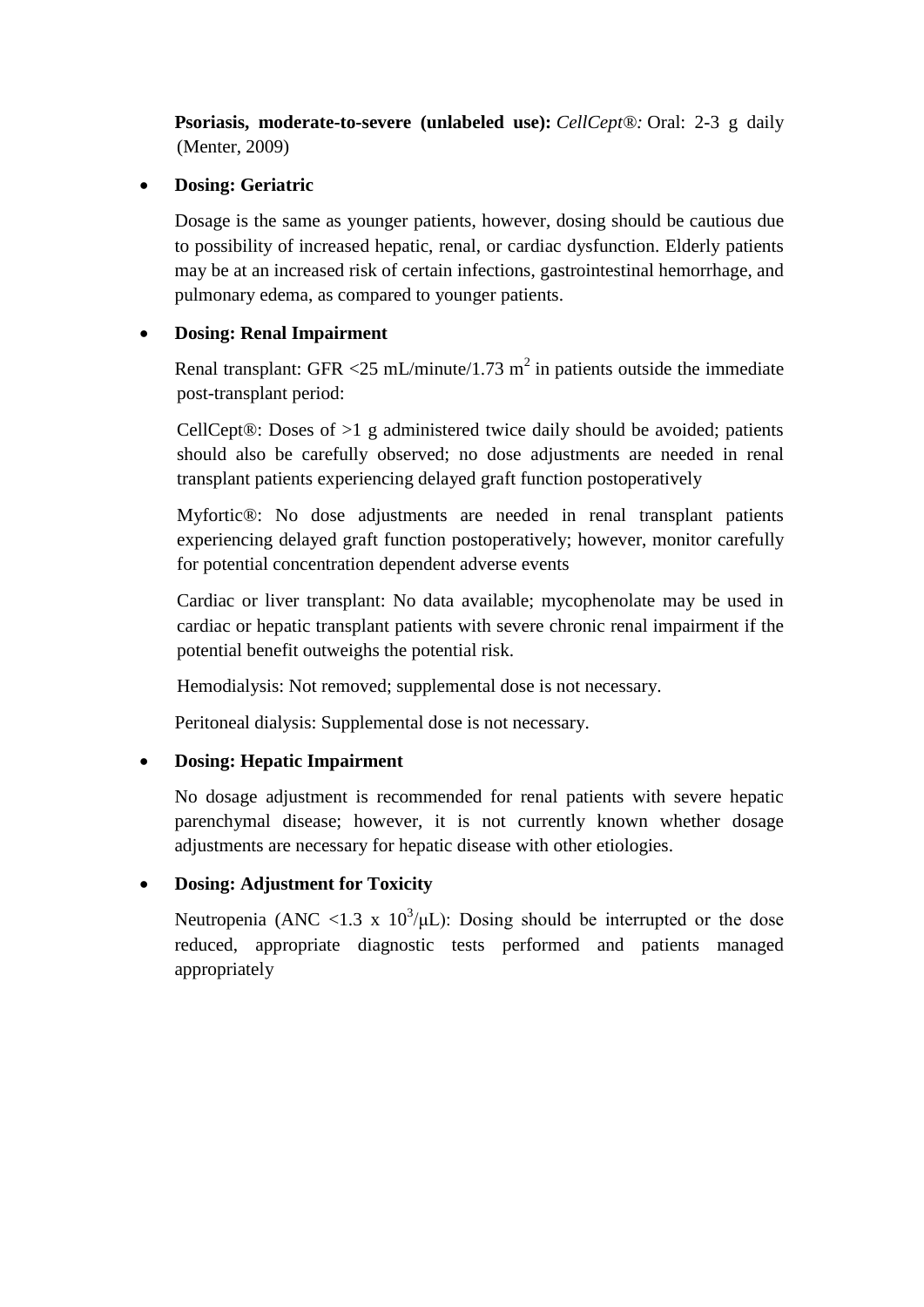**Psoriasis, moderate-to-severe (unlabeled use):** *CellCept®:* Oral: 2-3 g daily (Menter, 2009)

- **Dosing: Geriatric**

  Dosage is the same as younger patients, however, dosing should be cautious due to possibility of increased hepatic, renal, or cardiac dysfunction. Elderly patients may be at an increased risk of certain infections, gastrointestinal hemorrhage, and pulmonary edema, as compared to younger patients.

- **Dosing: Renal Impairment**

  Renal transplant: GFR <25 mL/minute/1.73 $m^2$ in patients outside the immediate post-transplant period:

  CellCept®: Doses of >1 g administered twice daily should be avoided; patients should also be carefully observed; no dose adjustments are needed in renal transplant patients experiencing delayed graft function postoperatively

  Myfortic®: No dose adjustments are needed in renal transplant patients experiencing delayed graft function postoperatively; however, monitor carefully for potential concentration dependent adverse events

  Cardiac or liver transplant: No data available; mycophenolate may be used in cardiac or hepatic transplant patients with severe chronic renal impairment if the potential benefit outweighs the potential risk.

  Hemodialysis: Not removed; supplemental dose is not necessary.

  Peritoneal dialysis: Supplemental dose is not necessary.

- **Dosing: Hepatic Impairment**

  No dosage adjustment is recommended for renal patients with severe hepatic parenchymal disease; however, it is not currently known whether dosage adjustments are necessary for hepatic disease with other etiologies.

- **Dosing: Adjustment for Toxicity**

  Neutropenia (ANC <1.3 x $10^3$/μL): Dosing should be interrupted or the dose reduced, appropriate diagnostic tests performed and patients managed appropriately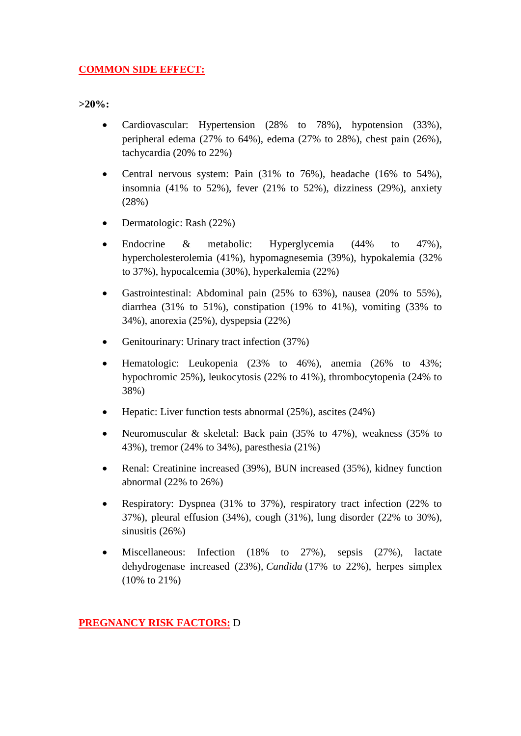## COMMON SIDE EFFECT:

**>20%:**

- Cardiovascular: Hypertension (28% to 78%), hypotension (33%), peripheral edema (27% to 64%), edema (27% to 28%), chest pain (26%), tachycardia (20% to 22%)
- Central nervous system: Pain (31% to 76%), headache (16% to 54%), insomnia (41% to 52%), fever (21% to 52%), dizziness (29%), anxiety (28%)
- Dermatologic: Rash (22%)
- Endocrine & metabolic: Hyperglycemia (44% to 47%), hypercholesterolemia (41%), hypomagnesemia (39%), hypokalemia (32% to 37%), hypocalcemia (30%), hyperkalemia (22%)
- Gastrointestinal: Abdominal pain (25% to 63%), nausea (20% to 55%), diarrhea (31% to 51%), constipation (19% to 41%), vomiting (33% to 34%), anorexia (25%), dyspepsia (22%)
- Genitourinary: Urinary tract infection (37%)
- Hematologic: Leukopenia (23% to 46%), anemia (26% to 43%; hypochromic 25%), leukocytosis (22% to 41%), thrombocytopenia (24% to 38%)
- Hepatic: Liver function tests abnormal (25%), ascites (24%)
- Neuromuscular & skeletal: Back pain (35% to 47%), weakness (35% to 43%), tremor (24% to 34%), paresthesia (21%)
- Renal: Creatinine increased (39%), BUN increased (35%), kidney function abnormal (22% to 26%)
- Respiratory: Dyspnea (31% to 37%), respiratory tract infection (22% to 37%), pleural effusion (34%), cough (31%), lung disorder (22% to 30%), sinusitis (26%)
- Miscellaneous: Infection (18% to 27%), sepsis (27%), lactate dehydrogenase increased (23%), *Candida* (17% to 22%), herpes simplex (10% to 21%)

**PREGNANCY RISK FACTORS:** D